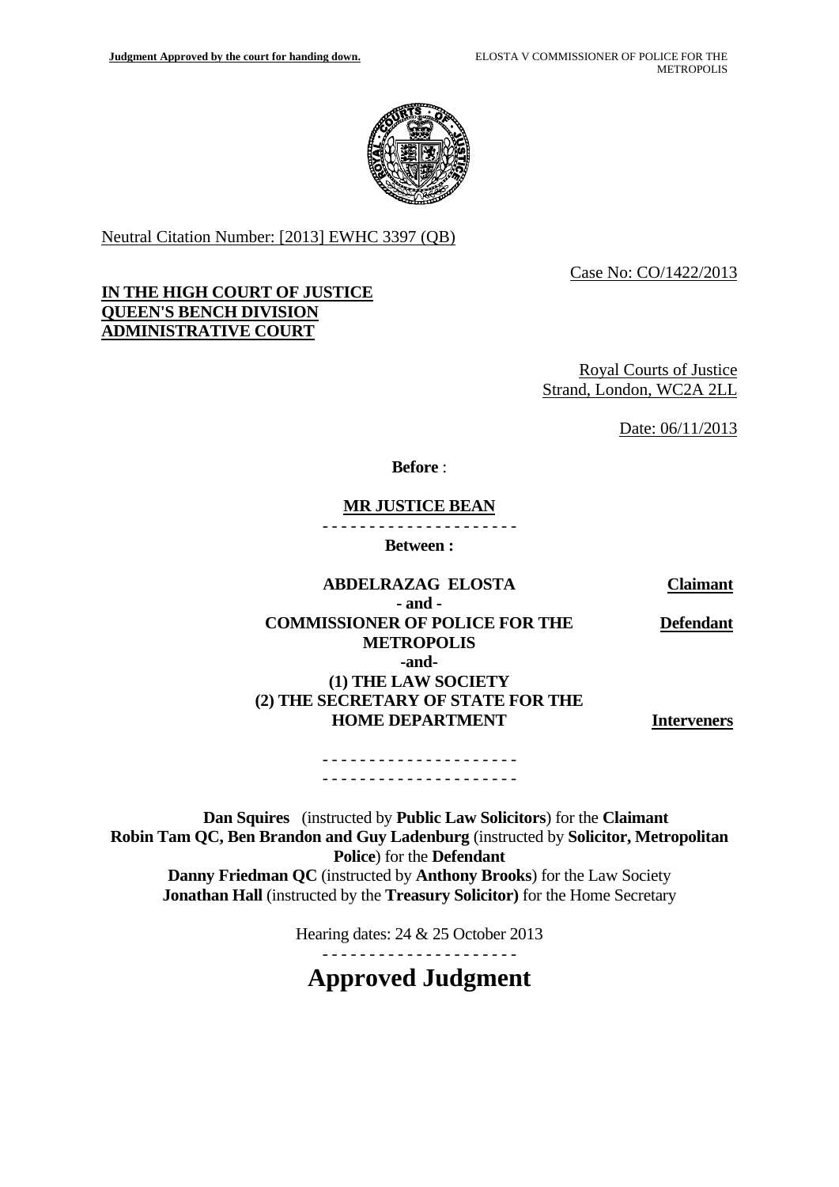Neutral Citation Number: [2013] EWHC 3397 (QB)

Case No: CO/1422/2013

**IN THE HIGH COURT OF JUSTICE**
**QUEEN'S BENCH DIVISION**
**ADMINISTRATIVE COURT**

Royal Courts of Justice
Strand, London, WC2A 2LL

Date: 06/11/2013

**Before** :

**MR JUSTICE BEAN**

- - - - - - - - - - - - - - - - - - - - -

**Between :**

| | |
|---|---|
| **ABDELRAZAG ELOSTA** | **Claimant** |
| **- and -** | |
| **COMMISSIONER OF POLICE FOR THE METROPOLIS** | **Defendant** |
| **-and-** | |
| **(1) THE LAW SOCIETY** | |
| **(2) THE SECRETARY OF STATE FOR THE HOME DEPARTMENT** | **Interveners** |

- - - - - - - - - - - - - - - - - - - - -
- - - - - - - - - - - - - - - - - - - - -

**Dan Squires** (instructed by **Public Law Solicitors**) for the **Claimant**
**Robin Tam QC, Ben Brandon and Guy Ladenburg** (instructed by **Solicitor, Metropolitan Police**) for the **Defendant**
**Danny Friedman QC** (instructed by **Anthony Brooks**) for the Law Society
**Jonathan Hall** (instructed by the **Treasury Solicitor)** for the Home Secretary

Hearing dates: 24 & 25 October 2013

- - - - - - - - - - - - - - - - - - - - -

# Approved Judgment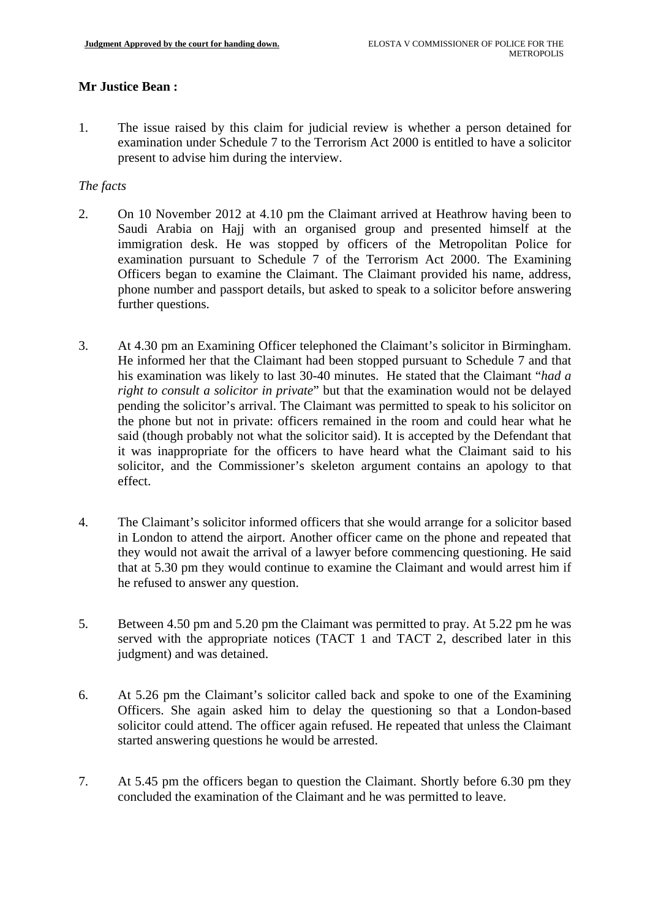**Mr Justice Bean :**

1. The issue raised by this claim for judicial review is whether a person detained for examination under Schedule 7 to the Terrorism Act 2000 is entitled to have a solicitor present to advise him during the interview.

*The facts*

2. On 10 November 2012 at 4.10 pm the Claimant arrived at Heathrow having been to Saudi Arabia on Hajj with an organised group and presented himself at the immigration desk. He was stopped by officers of the Metropolitan Police for examination pursuant to Schedule 7 of the Terrorism Act 2000. The Examining Officers began to examine the Claimant. The Claimant provided his name, address, phone number and passport details, but asked to speak to a solicitor before answering further questions.

3. At 4.30 pm an Examining Officer telephoned the Claimant's solicitor in Birmingham. He informed her that the Claimant had been stopped pursuant to Schedule 7 and that his examination was likely to last 30-40 minutes. He stated that the Claimant "*had a right to consult a solicitor in private*" but that the examination would not be delayed pending the solicitor's arrival. The Claimant was permitted to speak to his solicitor on the phone but not in private: officers remained in the room and could hear what he said (though probably not what the solicitor said). It is accepted by the Defendant that it was inappropriate for the officers to have heard what the Claimant said to his solicitor, and the Commissioner's skeleton argument contains an apology to that effect.

4. The Claimant's solicitor informed officers that she would arrange for a solicitor based in London to attend the airport. Another officer came on the phone and repeated that they would not await the arrival of a lawyer before commencing questioning. He said that at 5.30 pm they would continue to examine the Claimant and would arrest him if he refused to answer any question.

5. Between 4.50 pm and 5.20 pm the Claimant was permitted to pray. At 5.22 pm he was served with the appropriate notices (TACT 1 and TACT 2, described later in this judgment) and was detained.

6. At 5.26 pm the Claimant's solicitor called back and spoke to one of the Examining Officers. She again asked him to delay the questioning so that a London-based solicitor could attend. The officer again refused. He repeated that unless the Claimant started answering questions he would be arrested.

7. At 5.45 pm the officers began to question the Claimant. Shortly before 6.30 pm they concluded the examination of the Claimant and he was permitted to leave.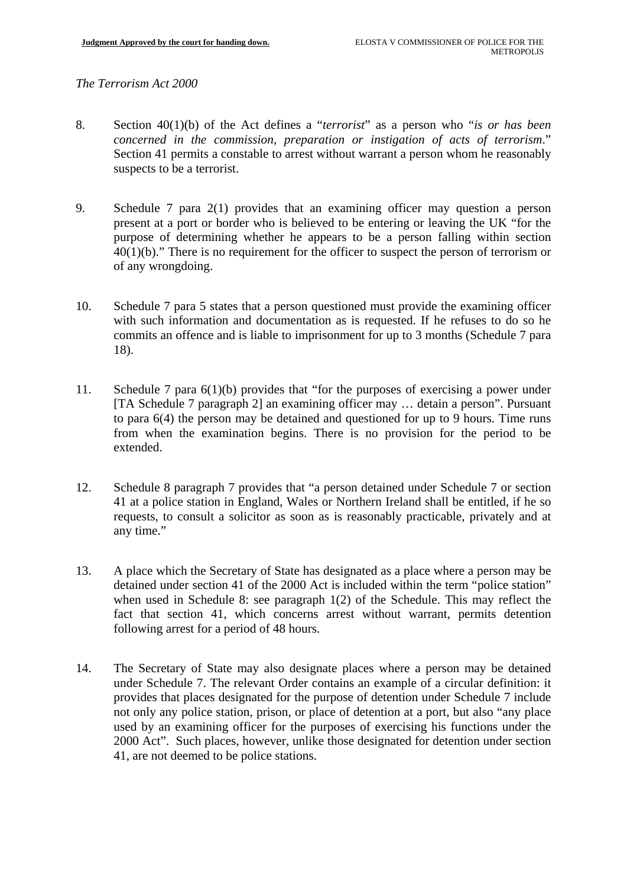*The Terrorism Act 2000*

8. Section 40(1)(b) of the Act defines a "*terrorist*" as a person who "*is or has been concerned in the commission, preparation or instigation of acts of terrorism*." Section 41 permits a constable to arrest without warrant a person whom he reasonably suspects to be a terrorist.

9. Schedule 7 para 2(1) provides that an examining officer may question a person present at a port or border who is believed to be entering or leaving the UK "for the purpose of determining whether he appears to be a person falling within section 40(1)(b)." There is no requirement for the officer to suspect the person of terrorism or of any wrongdoing.

10. Schedule 7 para 5 states that a person questioned must provide the examining officer with such information and documentation as is requested. If he refuses to do so he commits an offence and is liable to imprisonment for up to 3 months (Schedule 7 para 18).

11. Schedule 7 para 6(1)(b) provides that "for the purposes of exercising a power under [TA Schedule 7 paragraph 2] an examining officer may … detain a person". Pursuant to para 6(4) the person may be detained and questioned for up to 9 hours. Time runs from when the examination begins. There is no provision for the period to be extended.

12. Schedule 8 paragraph 7 provides that "a person detained under Schedule 7 or section 41 at a police station in England, Wales or Northern Ireland shall be entitled, if he so requests, to consult a solicitor as soon as is reasonably practicable, privately and at any time."

13. A place which the Secretary of State has designated as a place where a person may be detained under section 41 of the 2000 Act is included within the term "police station" when used in Schedule 8: see paragraph 1(2) of the Schedule. This may reflect the fact that section 41, which concerns arrest without warrant, permits detention following arrest for a period of 48 hours.

14. The Secretary of State may also designate places where a person may be detained under Schedule 7. The relevant Order contains an example of a circular definition: it provides that places designated for the purpose of detention under Schedule 7 include not only any police station, prison, or place of detention at a port, but also "any place used by an examining officer for the purposes of exercising his functions under the 2000 Act". Such places, however, unlike those designated for detention under section 41, are not deemed to be police stations.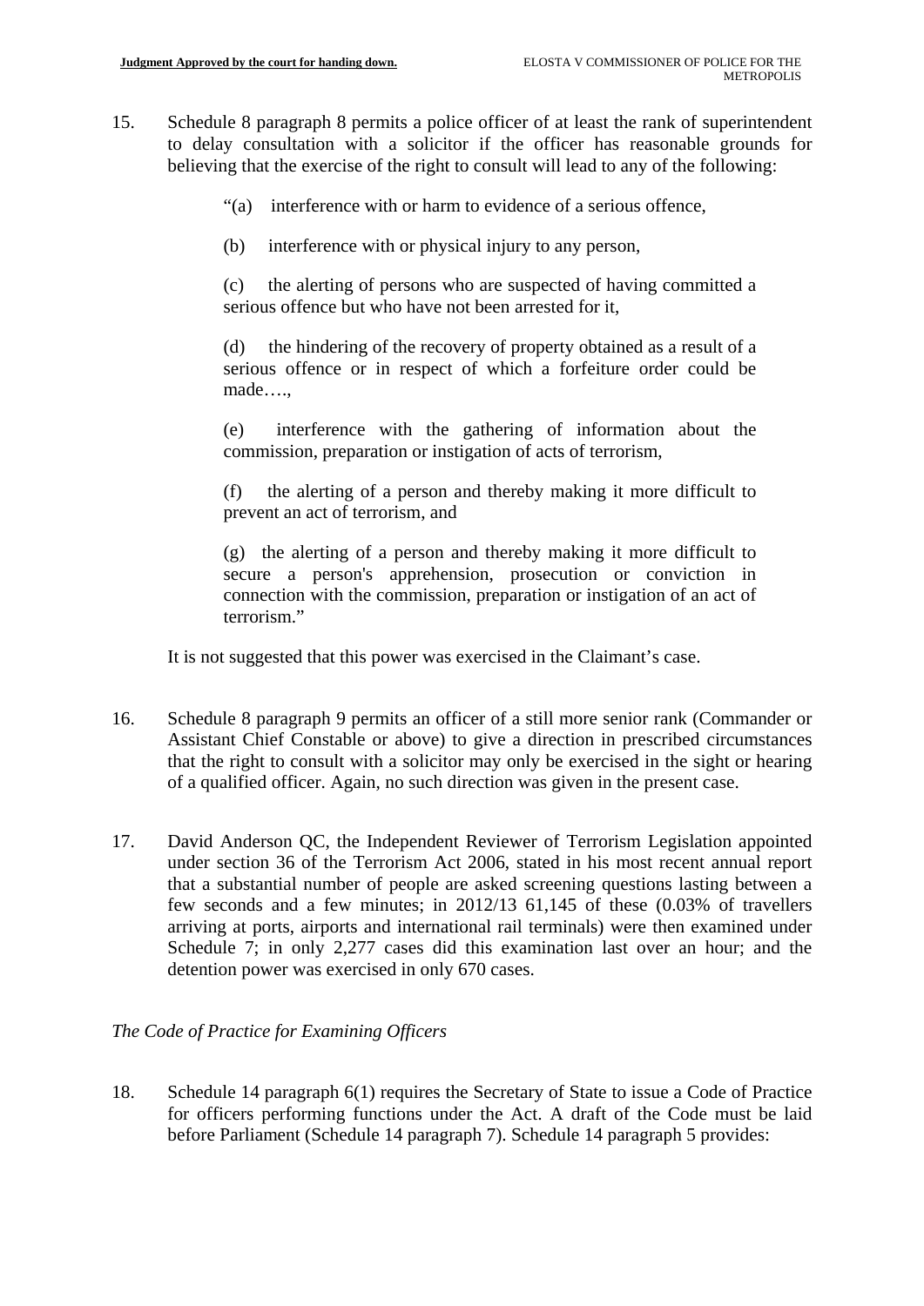15. Schedule 8 paragraph 8 permits a police officer of at least the rank of superintendent to delay consultation with a solicitor if the officer has reasonable grounds for believing that the exercise of the right to consult will lead to any of the following:

    > "(a) interference with or harm to evidence of a serious offence,
    >
    > (b) interference with or physical injury to any person,
    >
    > (c) the alerting of persons who are suspected of having committed a serious offence but who have not been arrested for it,
    >
    > (d) the hindering of the recovery of property obtained as a result of a serious offence or in respect of which a forfeiture order could be made….,
    >
    > (e) interference with the gathering of information about the commission, preparation or instigation of acts of terrorism,
    >
    > (f) the alerting of a person and thereby making it more difficult to prevent an act of terrorism, and
    >
    > (g) the alerting of a person and thereby making it more difficult to secure a person's apprehension, prosecution or conviction in connection with the commission, preparation or instigation of an act of terrorism."

    It is not suggested that this power was exercised in the Claimant's case.

16. Schedule 8 paragraph 9 permits an officer of a still more senior rank (Commander or Assistant Chief Constable or above) to give a direction in prescribed circumstances that the right to consult with a solicitor may only be exercised in the sight or hearing of a qualified officer. Again, no such direction was given in the present case.

17. David Anderson QC, the Independent Reviewer of Terrorism Legislation appointed under section 36 of the Terrorism Act 2006, stated in his most recent annual report that a substantial number of people are asked screening questions lasting between a few seconds and a few minutes; in 2012/13 61,145 of these (0.03% of travellers arriving at ports, airports and international rail terminals) were then examined under Schedule 7; in only 2,277 cases did this examination last over an hour; and the detention power was exercised in only 670 cases.

*The Code of Practice for Examining Officers*

18. Schedule 14 paragraph 6(1) requires the Secretary of State to issue a Code of Practice for officers performing functions under the Act. A draft of the Code must be laid before Parliament (Schedule 14 paragraph 7). Schedule 14 paragraph 5 provides: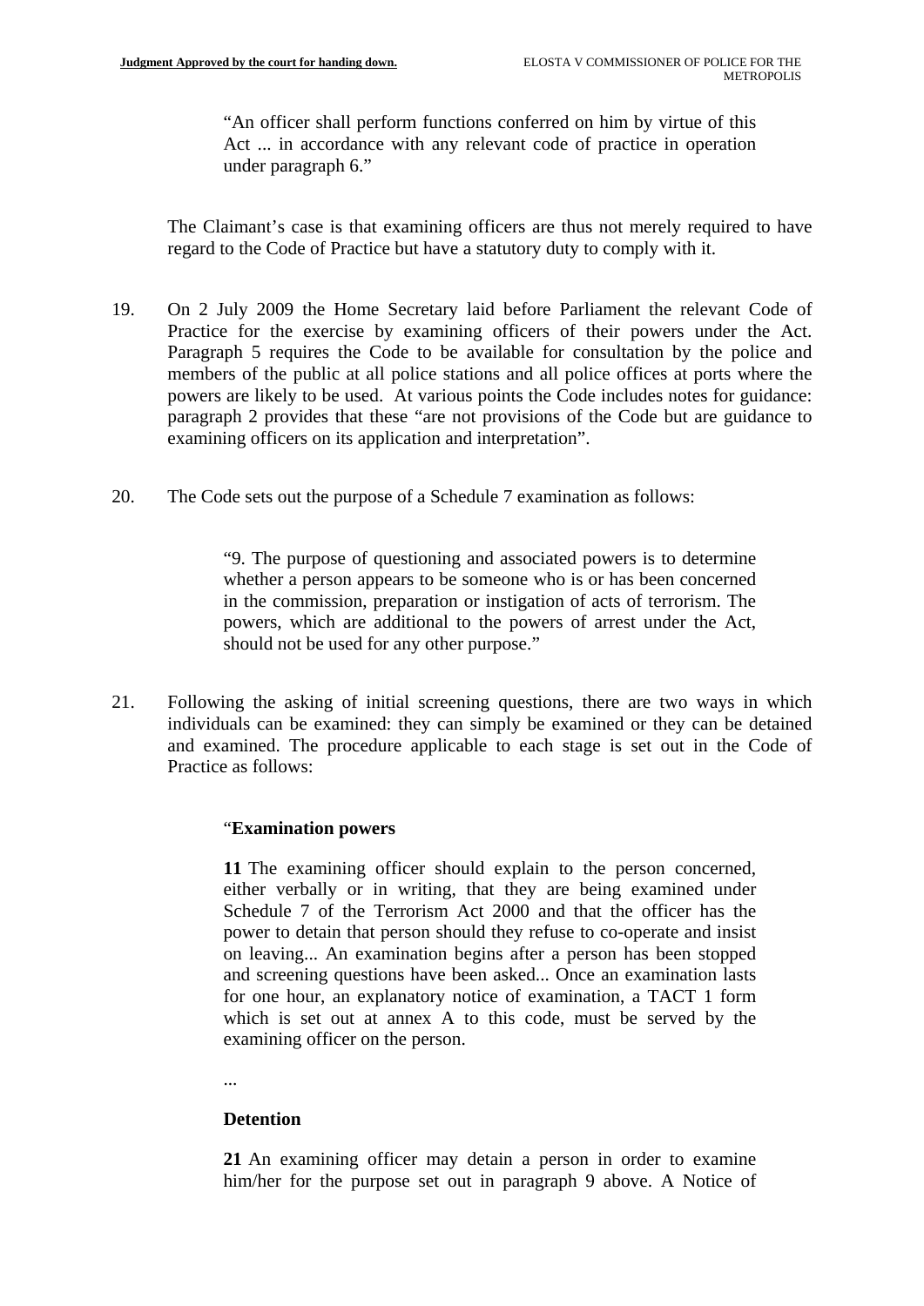> "An officer shall perform functions conferred on him by virtue of this Act ... in accordance with any relevant code of practice in operation under paragraph 6."

The Claimant's case is that examining officers are thus not merely required to have regard to the Code of Practice but have a statutory duty to comply with it.

19. On 2 July 2009 the Home Secretary laid before Parliament the relevant Code of Practice for the exercise by examining officers of their powers under the Act. Paragraph 5 requires the Code to be available for consultation by the police and members of the public at all police stations and all police offices at ports where the powers are likely to be used. At various points the Code includes notes for guidance: paragraph 2 provides that these "are not provisions of the Code but are guidance to examining officers on its application and interpretation".

20. The Code sets out the purpose of a Schedule 7 examination as follows:

> "9. The purpose of questioning and associated powers is to determine whether a person appears to be someone who is or has been concerned in the commission, preparation or instigation of acts of terrorism. The powers, which are additional to the powers of arrest under the Act, should not be used for any other purpose."

21. Following the asking of initial screening questions, there are two ways in which individuals can be examined: they can simply be examined or they can be detained and examined. The procedure applicable to each stage is set out in the Code of Practice as follows:

> "**Examination powers**
>
> **11** The examining officer should explain to the person concerned, either verbally or in writing, that they are being examined under Schedule 7 of the Terrorism Act 2000 and that the officer has the power to detain that person should they refuse to co-operate and insist on leaving... An examination begins after a person has been stopped and screening questions have been asked... Once an examination lasts for one hour, an explanatory notice of examination, a TACT 1 form which is set out at annex A to this code, must be served by the examining officer on the person.
>
> ...
>
> **Detention**
>
> **21** An examining officer may detain a person in order to examine him/her for the purpose set out in paragraph 9 above. A Notice of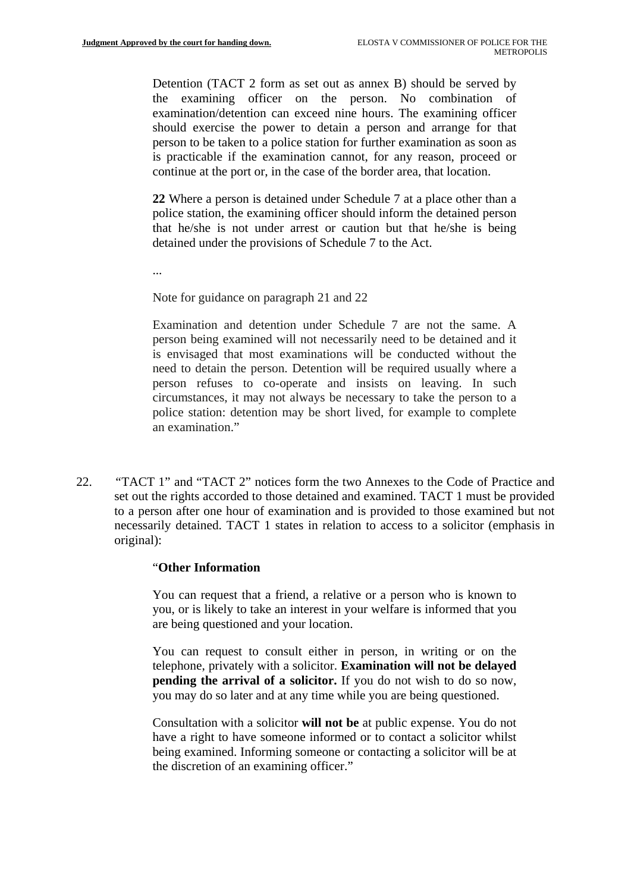> Detention (TACT 2 form as set out as annex B) should be served by the examining officer on the person. No combination of examination/detention can exceed nine hours. The examining officer should exercise the power to detain a person and arrange for that person to be taken to a police station for further examination as soon as is practicable if the examination cannot, for any reason, proceed or continue at the port or, in the case of the border area, that location.
>
> **22** Where a person is detained under Schedule 7 at a place other than a police station, the examining officer should inform the detained person that he/she is not under arrest or caution but that he/she is being detained under the provisions of Schedule 7 to the Act.
>
> ...
>
> Note for guidance on paragraph 21 and 22
>
> Examination and detention under Schedule 7 are not the same. A person being examined will not necessarily need to be detained and it is envisaged that most examinations will be conducted without the need to detain the person. Detention will be required usually where a person refuses to co-operate and insists on leaving. In such circumstances, it may not always be necessary to take the person to a police station: detention may be short lived, for example to complete an examination."

22. "TACT 1" and "TACT 2" notices form the two Annexes to the Code of Practice and set out the rights accorded to those detained and examined. TACT 1 must be provided to a person after one hour of examination and is provided to those examined but not necessarily detained. TACT 1 states in relation to access to a solicitor (emphasis in original):

> "**Other Information**
>
> You can request that a friend, a relative or a person who is known to you, or is likely to take an interest in your welfare is informed that you are being questioned and your location.
>
> You can request to consult either in person, in writing or on the telephone, privately with a solicitor. **Examination will not be delayed pending the arrival of a solicitor.** If you do not wish to do so now, you may do so later and at any time while you are being questioned.
>
> Consultation with a solicitor **will not be** at public expense. You do not have a right to have someone informed or to contact a solicitor whilst being examined. Informing someone or contacting a solicitor will be at the discretion of an examining officer."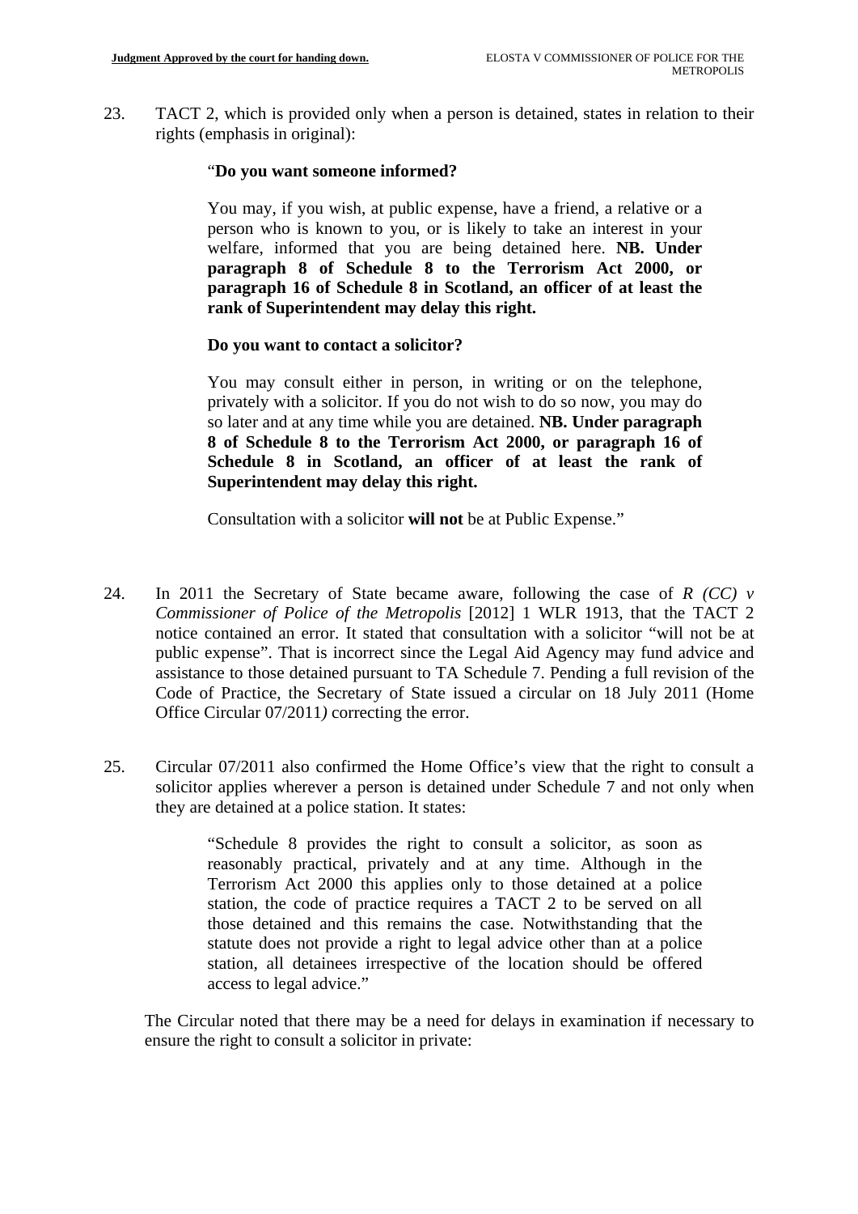23. TACT 2, which is provided only when a person is detained, states in relation to their rights (emphasis in original):

> "**Do you want someone informed?**
>
> You may, if you wish, at public expense, have a friend, a relative or a person who is known to you, or is likely to take an interest in your welfare, informed that you are being detained here. **NB. Under paragraph 8 of Schedule 8 to the Terrorism Act 2000, or paragraph 16 of Schedule 8 in Scotland, an officer of at least the rank of Superintendent may delay this right.**
>
> **Do you want to contact a solicitor?**
>
> You may consult either in person, in writing or on the telephone, privately with a solicitor. If you do not wish to do so now, you may do so later and at any time while you are detained. **NB. Under paragraph 8 of Schedule 8 to the Terrorism Act 2000, or paragraph 16 of Schedule 8 in Scotland, an officer of at least the rank of Superintendent may delay this right.**
>
> Consultation with a solicitor **will not** be at Public Expense."

24. In 2011 the Secretary of State became aware, following the case of *R (CC) v Commissioner of Police of the Metropolis* [2012] 1 WLR 1913, that the TACT 2 notice contained an error. It stated that consultation with a solicitor "will not be at public expense". That is incorrect since the Legal Aid Agency may fund advice and assistance to those detained pursuant to TA Schedule 7. Pending a full revision of the Code of Practice, the Secretary of State issued a circular on 18 July 2011 (Home Office Circular 07/2011*)* correcting the error.

25. Circular 07/2011 also confirmed the Home Office's view that the right to consult a solicitor applies wherever a person is detained under Schedule 7 and not only when they are detained at a police station. It states:

> "Schedule 8 provides the right to consult a solicitor, as soon as reasonably practical, privately and at any time. Although in the Terrorism Act 2000 this applies only to those detained at a police station, the code of practice requires a TACT 2 to be served on all those detained and this remains the case. Notwithstanding that the statute does not provide a right to legal advice other than at a police station, all detainees irrespective of the location should be offered access to legal advice."

The Circular noted that there may be a need for delays in examination if necessary to ensure the right to consult a solicitor in private: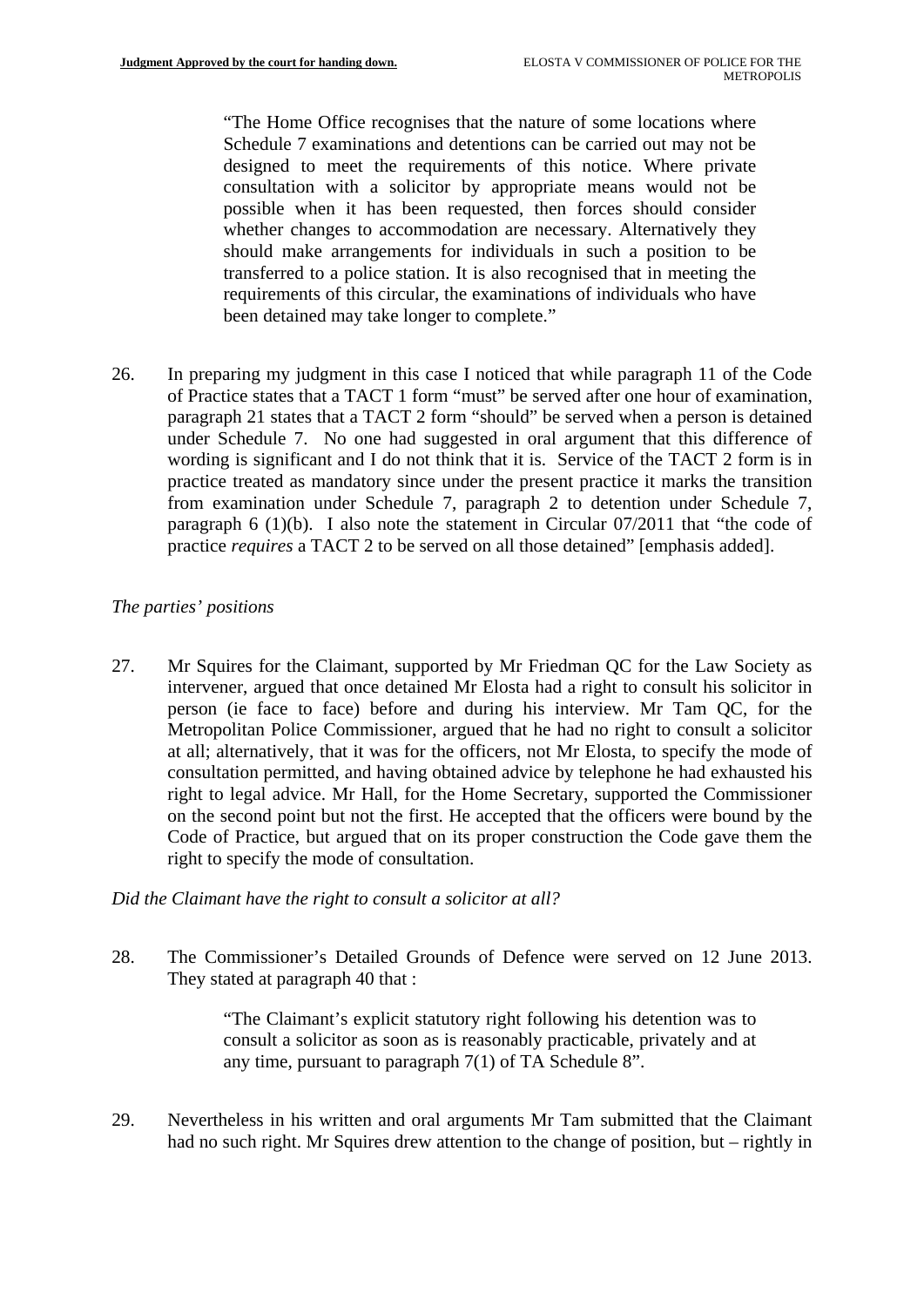> "The Home Office recognises that the nature of some locations where Schedule 7 examinations and detentions can be carried out may not be designed to meet the requirements of this notice. Where private consultation with a solicitor by appropriate means would not be possible when it has been requested, then forces should consider whether changes to accommodation are necessary. Alternatively they should make arrangements for individuals in such a position to be transferred to a police station. It is also recognised that in meeting the requirements of this circular, the examinations of individuals who have been detained may take longer to complete."

26. In preparing my judgment in this case I noticed that while paragraph 11 of the Code of Practice states that a TACT 1 form "must" be served after one hour of examination, paragraph 21 states that a TACT 2 form "should" be served when a person is detained under Schedule 7. No one had suggested in oral argument that this difference of wording is significant and I do not think that it is. Service of the TACT 2 form is in practice treated as mandatory since under the present practice it marks the transition from examination under Schedule 7, paragraph 2 to detention under Schedule 7, paragraph 6 (1)(b). I also note the statement in Circular 07/2011 that "the code of practice *requires* a TACT 2 to be served on all those detained" [emphasis added].

*The parties' positions*

27. Mr Squires for the Claimant, supported by Mr Friedman QC for the Law Society as intervener, argued that once detained Mr Elosta had a right to consult his solicitor in person (ie face to face) before and during his interview. Mr Tam QC, for the Metropolitan Police Commissioner, argued that he had no right to consult a solicitor at all; alternatively, that it was for the officers, not Mr Elosta, to specify the mode of consultation permitted, and having obtained advice by telephone he had exhausted his right to legal advice. Mr Hall, for the Home Secretary, supported the Commissioner on the second point but not the first. He accepted that the officers were bound by the Code of Practice, but argued that on its proper construction the Code gave them the right to specify the mode of consultation.

*Did the Claimant have the right to consult a solicitor at all?*

28. The Commissioner's Detailed Grounds of Defence were served on 12 June 2013. They stated at paragraph 40 that :

> "The Claimant's explicit statutory right following his detention was to consult a solicitor as soon as is reasonably practicable, privately and at any time, pursuant to paragraph 7(1) of TA Schedule 8".

29. Nevertheless in his written and oral arguments Mr Tam submitted that the Claimant had no such right. Mr Squires drew attention to the change of position, but – rightly in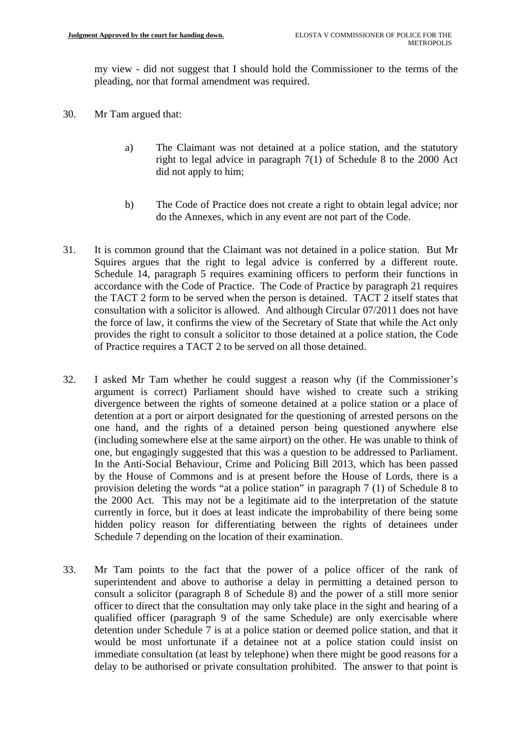my view - did not suggest that I should hold the Commissioner to the terms of the pleading, nor that formal amendment was required.

30. Mr Tam argued that:

    a) The Claimant was not detained at a police station, and the statutory right to legal advice in paragraph 7(1) of Schedule 8 to the 2000 Act did not apply to him;

    b) The Code of Practice does not create a right to obtain legal advice; nor do the Annexes, which in any event are not part of the Code.

31. It is common ground that the Claimant was not detained in a police station. But Mr Squires argues that the right to legal advice is conferred by a different route. Schedule 14, paragraph 5 requires examining officers to perform their functions in accordance with the Code of Practice. The Code of Practice by paragraph 21 requires the TACT 2 form to be served when the person is detained. TACT 2 itself states that consultation with a solicitor is allowed. And although Circular 07/2011 does not have the force of law, it confirms the view of the Secretary of State that while the Act only provides the right to consult a solicitor to those detained at a police station, the Code of Practice requires a TACT 2 to be served on all those detained.

32. I asked Mr Tam whether he could suggest a reason why (if the Commissioner's argument is correct) Parliament should have wished to create such a striking divergence between the rights of someone detained at a police station or a place of detention at a port or airport designated for the questioning of arrested persons on the one hand, and the rights of a detained person being questioned anywhere else (including somewhere else at the same airport) on the other. He was unable to think of one, but engagingly suggested that this was a question to be addressed to Parliament. In the Anti-Social Behaviour, Crime and Policing Bill 2013, which has been passed by the House of Commons and is at present before the House of Lords, there is a provision deleting the words "at a police station" in paragraph 7 (1) of Schedule 8 to the 2000 Act. This may not be a legitimate aid to the interpretation of the statute currently in force, but it does at least indicate the improbability of there being some hidden policy reason for differentiating between the rights of detainees under Schedule 7 depending on the location of their examination.

33. Mr Tam points to the fact that the power of a police officer of the rank of superintendent and above to authorise a delay in permitting a detained person to consult a solicitor (paragraph 8 of Schedule 8) and the power of a still more senior officer to direct that the consultation may only take place in the sight and hearing of a qualified officer (paragraph 9 of the same Schedule) are only exercisable where detention under Schedule 7 is at a police station or deemed police station, and that it would be most unfortunate if a detainee not at a police station could insist on immediate consultation (at least by telephone) when there might be good reasons for a delay to be authorised or private consultation prohibited. The answer to that point is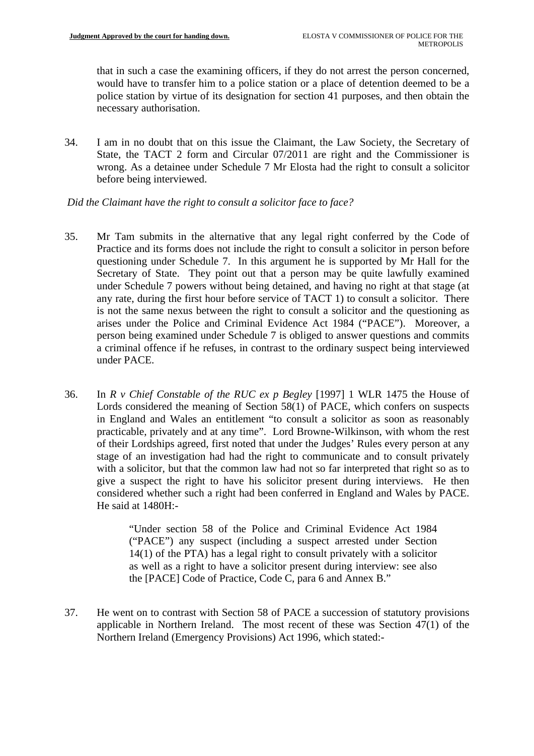that in such a case the examining officers, if they do not arrest the person concerned, would have to transfer him to a police station or a place of detention deemed to be a police station by virtue of its designation for section 41 purposes, and then obtain the necessary authorisation.

34. I am in no doubt that on this issue the Claimant, the Law Society, the Secretary of State, the TACT 2 form and Circular 07/2011 are right and the Commissioner is wrong. As a detainee under Schedule 7 Mr Elosta had the right to consult a solicitor before being interviewed.

*Did the Claimant have the right to consult a solicitor face to face?*

35. Mr Tam submits in the alternative that any legal right conferred by the Code of Practice and its forms does not include the right to consult a solicitor in person before questioning under Schedule 7. In this argument he is supported by Mr Hall for the Secretary of State. They point out that a person may be quite lawfully examined under Schedule 7 powers without being detained, and having no right at that stage (at any rate, during the first hour before service of TACT 1) to consult a solicitor. There is not the same nexus between the right to consult a solicitor and the questioning as arises under the Police and Criminal Evidence Act 1984 ("PACE"). Moreover, a person being examined under Schedule 7 is obliged to answer questions and commits a criminal offence if he refuses, in contrast to the ordinary suspect being interviewed under PACE.

36. In *R v Chief Constable of the RUC ex p Begley* [1997] 1 WLR 1475 the House of Lords considered the meaning of Section 58(1) of PACE, which confers on suspects in England and Wales an entitlement "to consult a solicitor as soon as reasonably practicable, privately and at any time". Lord Browne-Wilkinson, with whom the rest of their Lordships agreed, first noted that under the Judges' Rules every person at any stage of an investigation had had the right to communicate and to consult privately with a solicitor, but that the common law had not so far interpreted that right so as to give a suspect the right to have his solicitor present during interviews. He then considered whether such a right had been conferred in England and Wales by PACE. He said at 1480H:-

> "Under section 58 of the Police and Criminal Evidence Act 1984 ("PACE") any suspect (including a suspect arrested under Section 14(1) of the PTA) has a legal right to consult privately with a solicitor as well as a right to have a solicitor present during interview: see also the [PACE] Code of Practice, Code C, para 6 and Annex B."

37. He went on to contrast with Section 58 of PACE a succession of statutory provisions applicable in Northern Ireland. The most recent of these was Section 47(1) of the Northern Ireland (Emergency Provisions) Act 1996, which stated:-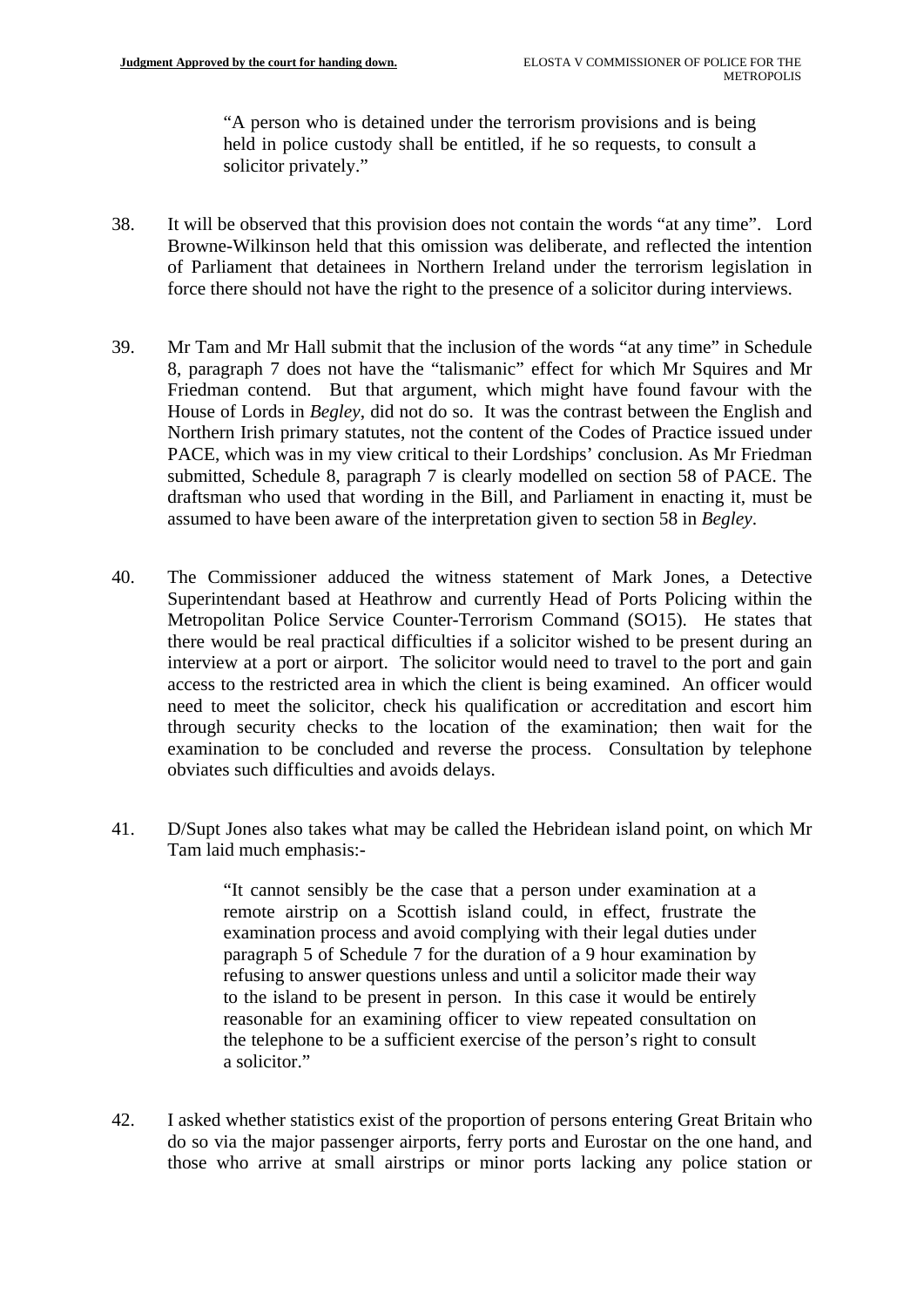> "A person who is detained under the terrorism provisions and is being held in police custody shall be entitled, if he so requests, to consult a solicitor privately."

38. It will be observed that this provision does not contain the words "at any time". Lord Browne-Wilkinson held that this omission was deliberate, and reflected the intention of Parliament that detainees in Northern Ireland under the terrorism legislation in force there should not have the right to the presence of a solicitor during interviews.

39. Mr Tam and Mr Hall submit that the inclusion of the words "at any time" in Schedule 8, paragraph 7 does not have the "talismanic" effect for which Mr Squires and Mr Friedman contend. But that argument, which might have found favour with the House of Lords in *Begley*, did not do so. It was the contrast between the English and Northern Irish primary statutes, not the content of the Codes of Practice issued under PACE, which was in my view critical to their Lordships' conclusion. As Mr Friedman submitted, Schedule 8, paragraph 7 is clearly modelled on section 58 of PACE. The draftsman who used that wording in the Bill, and Parliament in enacting it, must be assumed to have been aware of the interpretation given to section 58 in *Begley*.

40. The Commissioner adduced the witness statement of Mark Jones, a Detective Superintendant based at Heathrow and currently Head of Ports Policing within the Metropolitan Police Service Counter-Terrorism Command (SO15). He states that there would be real practical difficulties if a solicitor wished to be present during an interview at a port or airport. The solicitor would need to travel to the port and gain access to the restricted area in which the client is being examined. An officer would need to meet the solicitor, check his qualification or accreditation and escort him through security checks to the location of the examination; then wait for the examination to be concluded and reverse the process. Consultation by telephone obviates such difficulties and avoids delays.

41. D/Supt Jones also takes what may be called the Hebridean island point, on which Mr Tam laid much emphasis:-

> "It cannot sensibly be the case that a person under examination at a remote airstrip on a Scottish island could, in effect, frustrate the examination process and avoid complying with their legal duties under paragraph 5 of Schedule 7 for the duration of a 9 hour examination by refusing to answer questions unless and until a solicitor made their way to the island to be present in person. In this case it would be entirely reasonable for an examining officer to view repeated consultation on the telephone to be a sufficient exercise of the person's right to consult a solicitor."

42. I asked whether statistics exist of the proportion of persons entering Great Britain who do so via the major passenger airports, ferry ports and Eurostar on the one hand, and those who arrive at small airstrips or minor ports lacking any police station or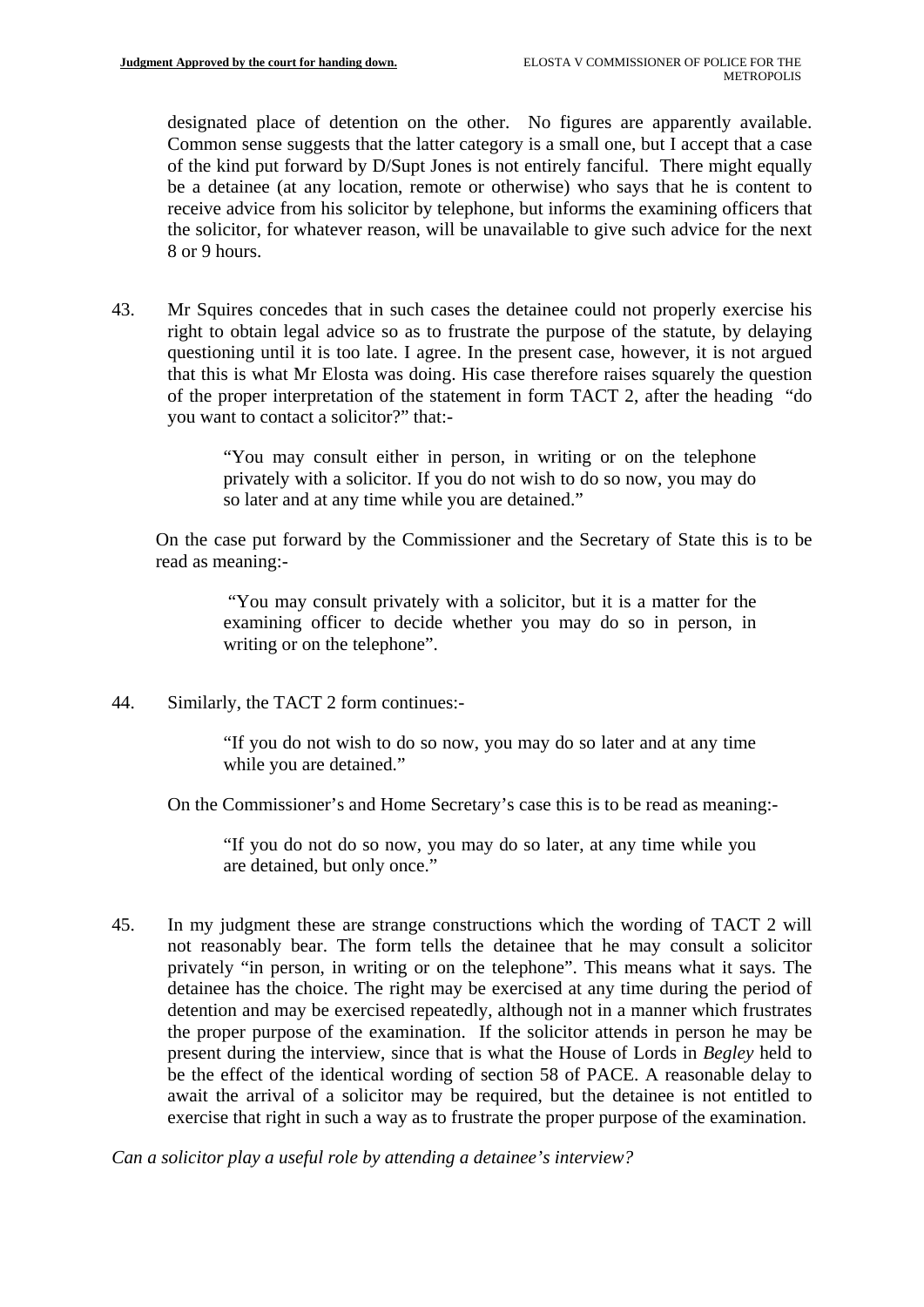designated place of detention on the other. No figures are apparently available. Common sense suggests that the latter category is a small one, but I accept that a case of the kind put forward by D/Supt Jones is not entirely fanciful. There might equally be a detainee (at any location, remote or otherwise) who says that he is content to receive advice from his solicitor by telephone, but informs the examining officers that the solicitor, for whatever reason, will be unavailable to give such advice for the next 8 or 9 hours.

43. Mr Squires concedes that in such cases the detainee could not properly exercise his right to obtain legal advice so as to frustrate the purpose of the statute, by delaying questioning until it is too late. I agree. In the present case, however, it is not argued that this is what Mr Elosta was doing. His case therefore raises squarely the question of the proper interpretation of the statement in form TACT 2, after the heading "do you want to contact a solicitor?" that:-

> "You may consult either in person, in writing or on the telephone privately with a solicitor. If you do not wish to do so now, you may do so later and at any time while you are detained."

On the case put forward by the Commissioner and the Secretary of State this is to be read as meaning:-

> "You may consult privately with a solicitor, but it is a matter for the examining officer to decide whether you may do so in person, in writing or on the telephone".

44. Similarly, the TACT 2 form continues:-

> "If you do not wish to do so now, you may do so later and at any time while you are detained."

On the Commissioner's and Home Secretary's case this is to be read as meaning:-

> "If you do not do so now, you may do so later, at any time while you are detained, but only once."

45. In my judgment these are strange constructions which the wording of TACT 2 will not reasonably bear. The form tells the detainee that he may consult a solicitor privately "in person, in writing or on the telephone". This means what it says. The detainee has the choice. The right may be exercised at any time during the period of detention and may be exercised repeatedly, although not in a manner which frustrates the proper purpose of the examination. If the solicitor attends in person he may be present during the interview, since that is what the House of Lords in *Begley* held to be the effect of the identical wording of section 58 of PACE. A reasonable delay to await the arrival of a solicitor may be required, but the detainee is not entitled to exercise that right in such a way as to frustrate the proper purpose of the examination.

*Can a solicitor play a useful role by attending a detainee's interview?*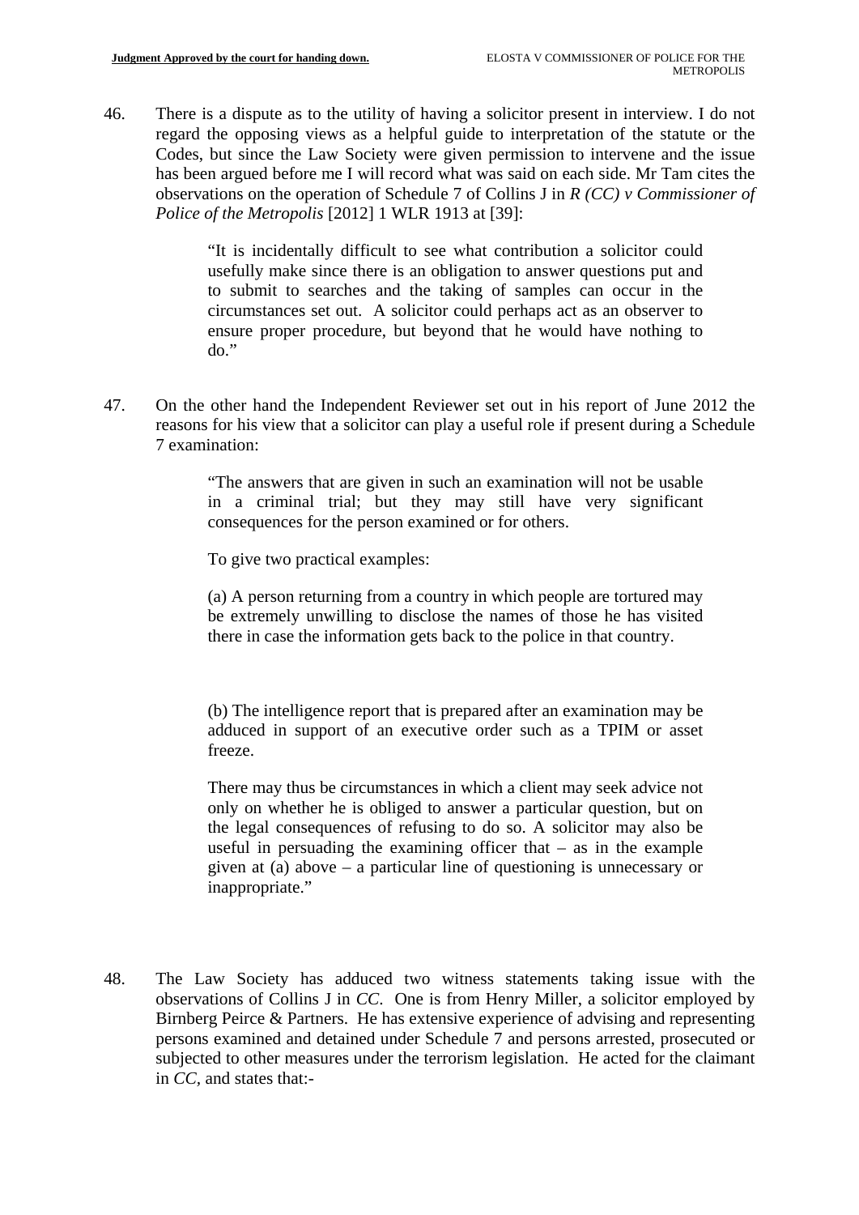46. There is a dispute as to the utility of having a solicitor present in interview. I do not regard the opposing views as a helpful guide to interpretation of the statute or the Codes, but since the Law Society were given permission to intervene and the issue has been argued before me I will record what was said on each side. Mr Tam cites the observations on the operation of Schedule 7 of Collins J in *R (CC) v Commissioner of Police of the Metropolis* [2012] 1 WLR 1913 at [39]:

> "It is incidentally difficult to see what contribution a solicitor could usefully make since there is an obligation to answer questions put and to submit to searches and the taking of samples can occur in the circumstances set out. A solicitor could perhaps act as an observer to ensure proper procedure, but beyond that he would have nothing to do."

47. On the other hand the Independent Reviewer set out in his report of June 2012 the reasons for his view that a solicitor can play a useful role if present during a Schedule 7 examination:

> "The answers that are given in such an examination will not be usable in a criminal trial; but they may still have very significant consequences for the person examined or for others.
>
> To give two practical examples:
>
> (a) A person returning from a country in which people are tortured may be extremely unwilling to disclose the names of those he has visited there in case the information gets back to the police in that country.
>
> (b) The intelligence report that is prepared after an examination may be adduced in support of an executive order such as a TPIM or asset freeze.
>
> There may thus be circumstances in which a client may seek advice not only on whether he is obliged to answer a particular question, but on the legal consequences of refusing to do so. A solicitor may also be useful in persuading the examining officer that – as in the example given at (a) above – a particular line of questioning is unnecessary or inappropriate."

48. The Law Society has adduced two witness statements taking issue with the observations of Collins J in *CC*. One is from Henry Miller, a solicitor employed by Birnberg Peirce & Partners. He has extensive experience of advising and representing persons examined and detained under Schedule 7 and persons arrested, prosecuted or subjected to other measures under the terrorism legislation. He acted for the claimant in *CC*, and states that:-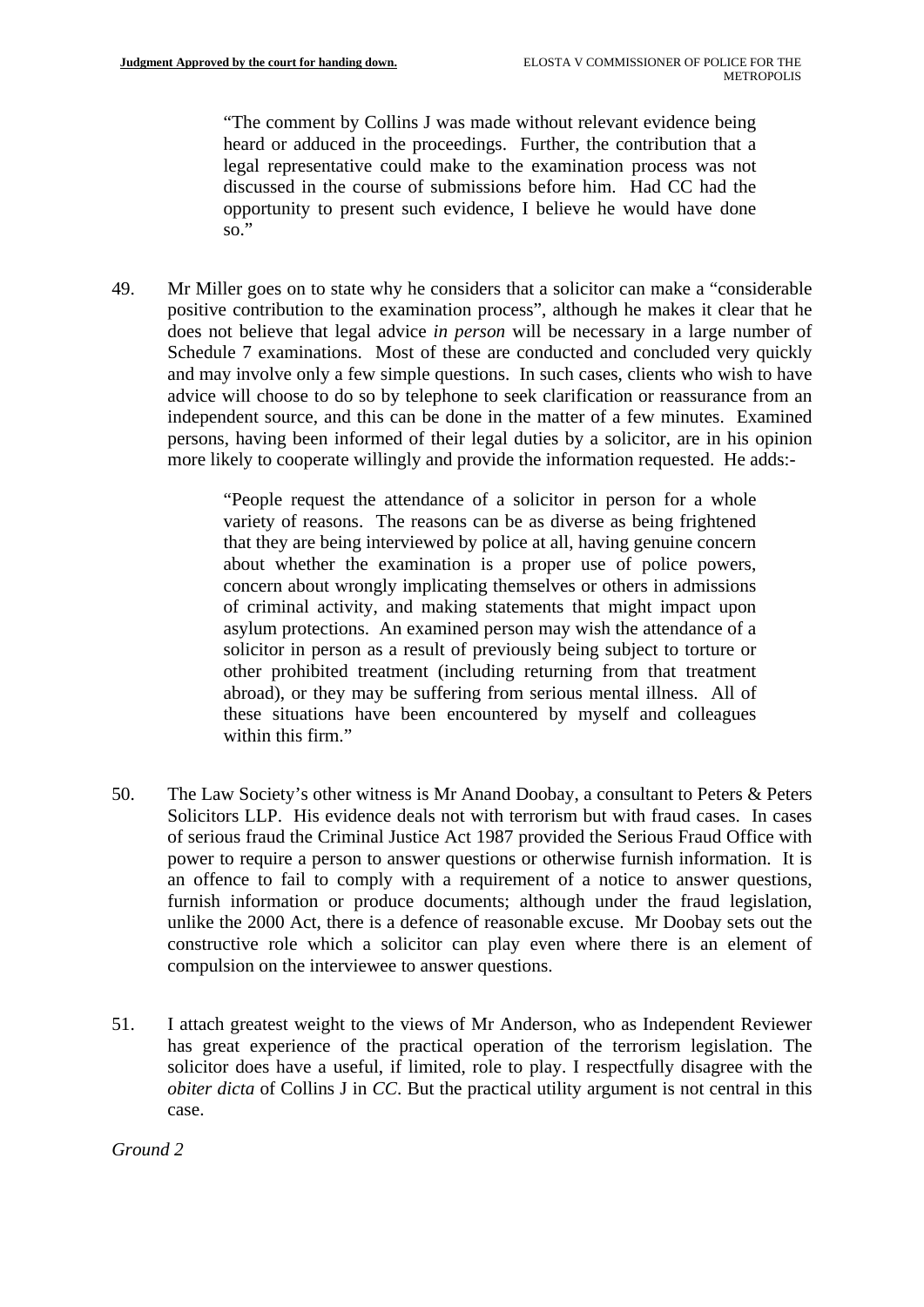> "The comment by Collins J was made without relevant evidence being heard or adduced in the proceedings. Further, the contribution that a legal representative could make to the examination process was not discussed in the course of submissions before him. Had CC had the opportunity to present such evidence, I believe he would have done so."

49. Mr Miller goes on to state why he considers that a solicitor can make a "considerable positive contribution to the examination process", although he makes it clear that he does not believe that legal advice *in person* will be necessary in a large number of Schedule 7 examinations. Most of these are conducted and concluded very quickly and may involve only a few simple questions. In such cases, clients who wish to have advice will choose to do so by telephone to seek clarification or reassurance from an independent source, and this can be done in the matter of a few minutes. Examined persons, having been informed of their legal duties by a solicitor, are in his opinion more likely to cooperate willingly and provide the information requested. He adds:-

> "People request the attendance of a solicitor in person for a whole variety of reasons. The reasons can be as diverse as being frightened that they are being interviewed by police at all, having genuine concern about whether the examination is a proper use of police powers, concern about wrongly implicating themselves or others in admissions of criminal activity, and making statements that might impact upon asylum protections. An examined person may wish the attendance of a solicitor in person as a result of previously being subject to torture or other prohibited treatment (including returning from that treatment abroad), or they may be suffering from serious mental illness. All of these situations have been encountered by myself and colleagues within this firm."

50. The Law Society's other witness is Mr Anand Doobay, a consultant to Peters & Peters Solicitors LLP. His evidence deals not with terrorism but with fraud cases. In cases of serious fraud the Criminal Justice Act 1987 provided the Serious Fraud Office with power to require a person to answer questions or otherwise furnish information. It is an offence to fail to comply with a requirement of a notice to answer questions, furnish information or produce documents; although under the fraud legislation, unlike the 2000 Act, there is a defence of reasonable excuse. Mr Doobay sets out the constructive role which a solicitor can play even where there is an element of compulsion on the interviewee to answer questions.

51. I attach greatest weight to the views of Mr Anderson, who as Independent Reviewer has great experience of the practical operation of the terrorism legislation. The solicitor does have a useful, if limited, role to play. I respectfully disagree with the *obiter dicta* of Collins J in *CC*. But the practical utility argument is not central in this case.

*Ground 2*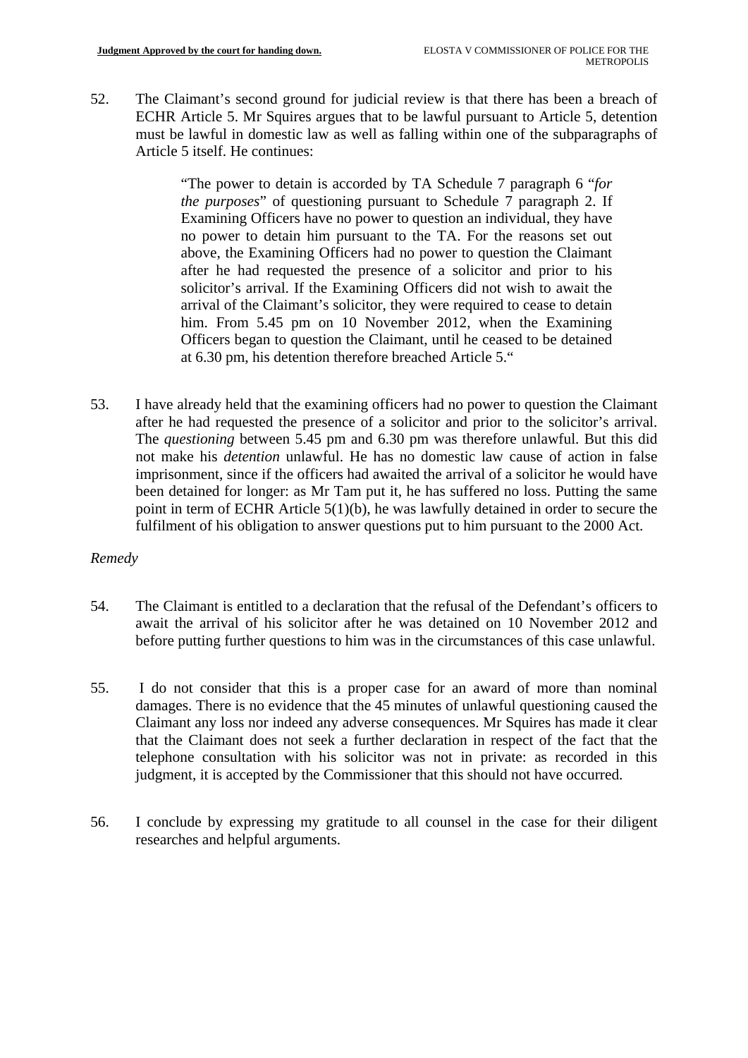52. The Claimant's second ground for judicial review is that there has been a breach of ECHR Article 5. Mr Squires argues that to be lawful pursuant to Article 5, detention must be lawful in domestic law as well as falling within one of the subparagraphs of Article 5 itself. He continues:

> "The power to detain is accorded by TA Schedule 7 paragraph 6 "*for the purposes*" of questioning pursuant to Schedule 7 paragraph 2. If Examining Officers have no power to question an individual, they have no power to detain him pursuant to the TA. For the reasons set out above, the Examining Officers had no power to question the Claimant after he had requested the presence of a solicitor and prior to his solicitor's arrival. If the Examining Officers did not wish to await the arrival of the Claimant's solicitor, they were required to cease to detain him. From 5.45 pm on 10 November 2012, when the Examining Officers began to question the Claimant, until he ceased to be detained at 6.30 pm, his detention therefore breached Article 5."

53. I have already held that the examining officers had no power to question the Claimant after he had requested the presence of a solicitor and prior to the solicitor's arrival. The *questioning* between 5.45 pm and 6.30 pm was therefore unlawful. But this did not make his *detention* unlawful. He has no domestic law cause of action in false imprisonment, since if the officers had awaited the arrival of a solicitor he would have been detained for longer: as Mr Tam put it, he has suffered no loss. Putting the same point in term of ECHR Article 5(1)(b), he was lawfully detained in order to secure the fulfilment of his obligation to answer questions put to him pursuant to the 2000 Act.

*Remedy*

54. The Claimant is entitled to a declaration that the refusal of the Defendant's officers to await the arrival of his solicitor after he was detained on 10 November 2012 and before putting further questions to him was in the circumstances of this case unlawful.

55. I do not consider that this is a proper case for an award of more than nominal damages. There is no evidence that the 45 minutes of unlawful questioning caused the Claimant any loss nor indeed any adverse consequences. Mr Squires has made it clear that the Claimant does not seek a further declaration in respect of the fact that the telephone consultation with his solicitor was not in private: as recorded in this judgment, it is accepted by the Commissioner that this should not have occurred.

56. I conclude by expressing my gratitude to all counsel in the case for their diligent researches and helpful arguments.